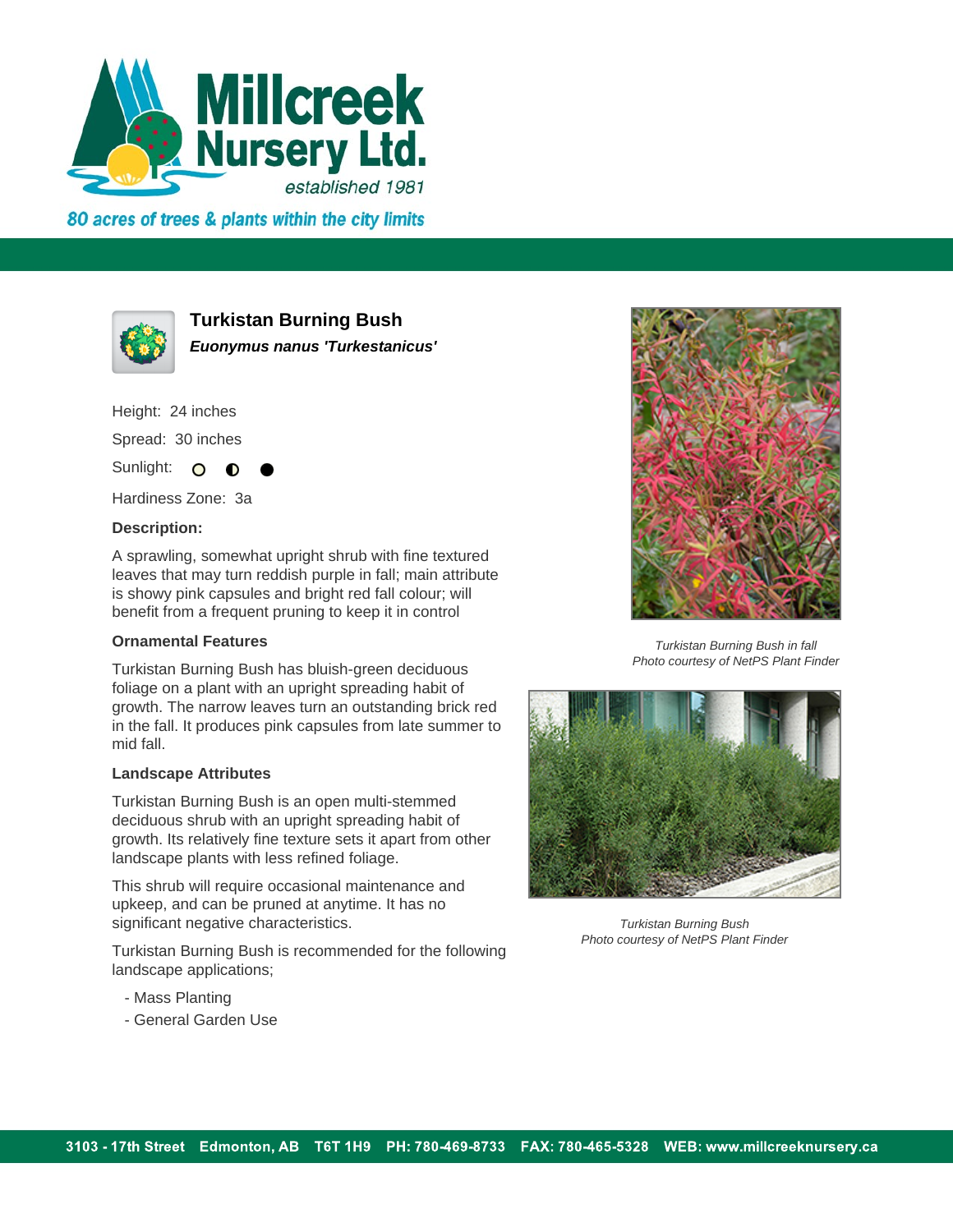Millcreek Nursery Ltd.

*established 1981*

*80 acres of trees & plants within the city limits*

## Turkistan Burning Bush

***Euonymus nanus 'Turkestanicus'***

Height: 24 inches

Spread: 30 inches

Sunlight: ○ ◐ ●

Hardiness Zone: 3a

### Description:

A sprawling, somewhat upright shrub with fine textured leaves that may turn reddish purple in fall; main attribute is showy pink capsules and bright red fall colour; will benefit from a frequent pruning to keep it in control

### Ornamental Features

Turkistan Burning Bush has bluish-green deciduous foliage on a plant with an upright spreading habit of growth. The narrow leaves turn an outstanding brick red in the fall. It produces pink capsules from late summer to mid fall.

### Landscape Attributes

Turkistan Burning Bush is an open multi-stemmed deciduous shrub with an upright spreading habit of growth. Its relatively fine texture sets it apart from other landscape plants with less refined foliage.

This shrub will require occasional maintenance and upkeep, and can be pruned at anytime. It has no significant negative characteristics.

Turkistan Burning Bush is recommended for the following landscape applications;

- Mass Planting
- General Garden Use

*Turkistan Burning Bush in fall*
*Photo courtesy of NetPS Plant Finder*

*Turkistan Burning Bush*
*Photo courtesy of NetPS Plant Finder*

3103 - 17th Street Edmonton, AB T6T 1H9 PH: 780-469-8733 FAX: 780-465-5328 WEB: www.millcreeknursery.ca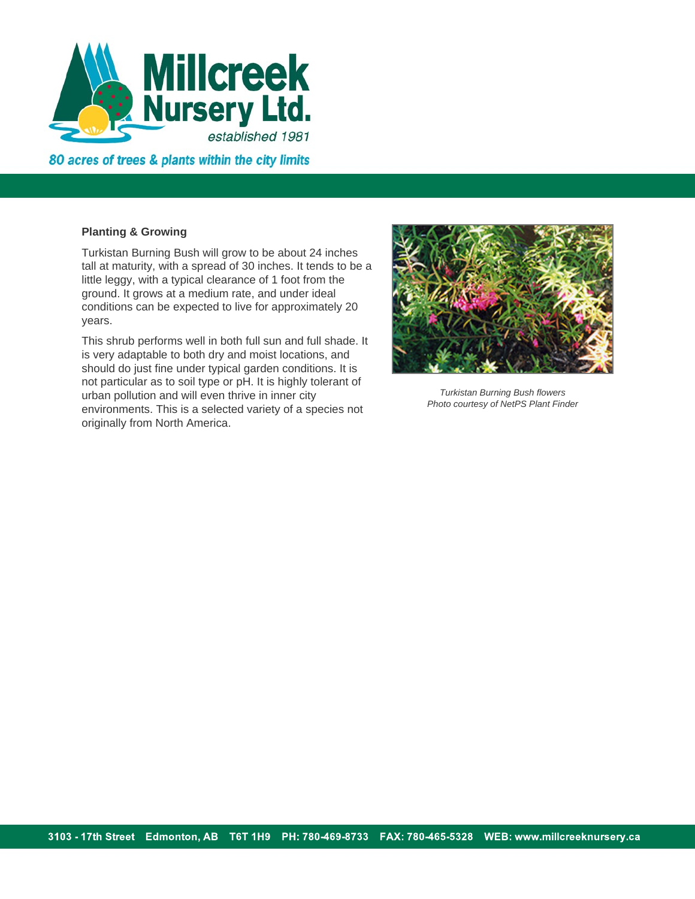### Planting & Growing

Turkistan Burning Bush will grow to be about 24 inches tall at maturity, with a spread of 30 inches. It tends to be a little leggy, with a typical clearance of 1 foot from the ground. It grows at a medium rate, and under ideal conditions can be expected to live for approximately 20 years.

This shrub performs well in both full sun and full shade. It is very adaptable to both dry and moist locations, and should do just fine under typical garden conditions. It is not particular as to soil type or pH. It is highly tolerant of urban pollution and will even thrive in inner city environments. This is a selected variety of a species not originally from North America.

*Turkistan Burning Bush flowers*
*Photo courtesy of NetPS Plant Finder*